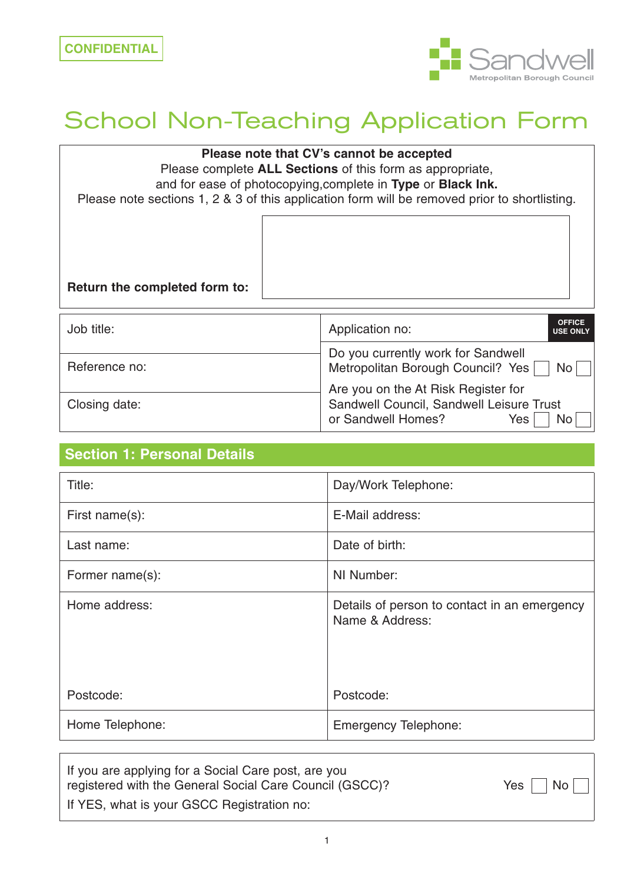CONFIDENTIAL

Sandwell Metropolitan Borough Council

# School Non-Teaching Application Form

**Please note that CV's cannot be accepted**
Please complete **ALL Sections** of this form as appropriate, and for ease of photocopying, complete in **Type** or **Black Ink.**
Please note sections 1, 2 & 3 of this application form will be removed prior to shortlisting.

**Return the completed form to:**

| | |
|---|---|
| Job title: | Application no: **OFFICE USE ONLY** |
| Reference no: | Do you currently work for Sandwell Metropolitan Borough Council? Yes ☐ No ☐ |
| Closing date: | Are you on the At Risk Register for Sandwell Council, Sandwell Leisure Trust or Sandwell Homes? Yes ☐ No ☐ |

## Section 1: Personal Details

| | |
|---|---|
| Title: | Day/Work Telephone: |
| First name(s): | E-Mail address: |
| Last name: | Date of birth: |
| Former name(s): | NI Number: |
| Home address: | Details of person to contact in an emergency Name & Address: |
| Postcode: | Postcode: |
| Home Telephone: | Emergency Telephone: |

If you are applying for a Social Care post, are you registered with the General Social Care Council (GSCC)? Yes ☐ No ☐

If YES, what is your GSCC Registration no: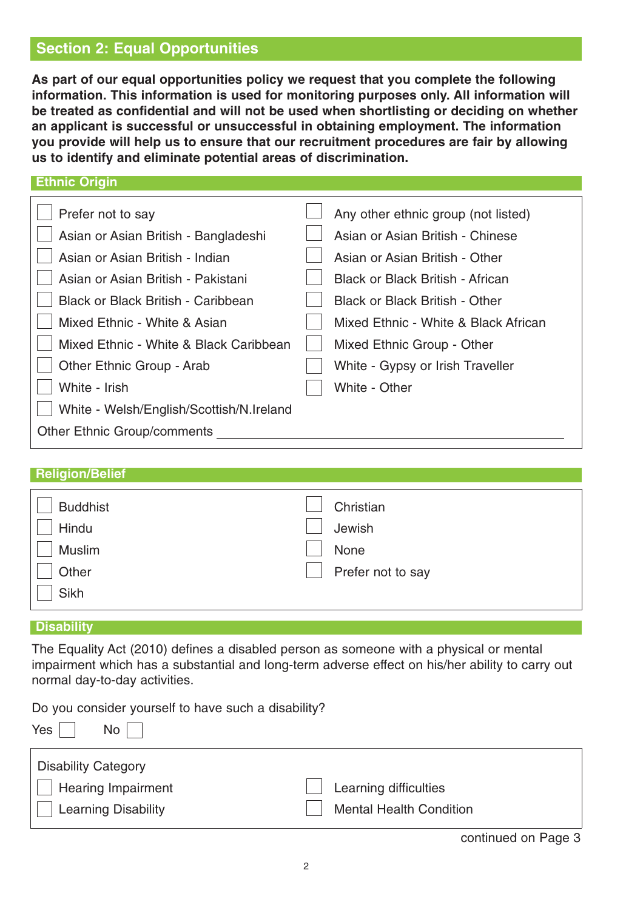## Section 2: Equal Opportunities

**As part of our equal opportunities policy we request that you complete the following information. This information is used for monitoring purposes only. All information will be treated as confidential and will not be used when shortlisting or deciding on whether an applicant is successful or unsuccessful in obtaining employment. The information you provide will help us to ensure that our recruitment procedures are fair by allowing us to identify and eliminate potential areas of discrimination.**

### Ethnic Origin

- ☐ Prefer not to say
- ☐ Asian or Asian British - Bangladeshi
- ☐ Asian or Asian British - Indian
- ☐ Asian or Asian British - Pakistani
- ☐ Black or Black British - Caribbean
- ☐ Mixed Ethnic - White & Asian
- ☐ Mixed Ethnic - White & Black Caribbean
- ☐ Other Ethnic Group - Arab
- ☐ White - Irish
- ☐ White - Welsh/English/Scottish/N.Ireland
- ☐ Any other ethnic group (not listed)
- ☐ Asian or Asian British - Chinese
- ☐ Asian or Asian British - Other
- ☐ Black or Black British - African
- ☐ Black or Black British - Other
- ☐ Mixed Ethnic - White & Black African
- ☐ Mixed Ethnic Group - Other
- ☐ White - Gypsy or Irish Traveller
- ☐ White - Other

Other Ethnic Group/comments ______________________________

### Religion/Belief

- ☐ Buddhist
- ☐ Hindu
- ☐ Muslim
- ☐ Other
- ☐ Sikh
- ☐ Christian
- ☐ Jewish
- ☐ None
- ☐ Prefer not to say

### Disability

The Equality Act (2010) defines a disabled person as someone with a physical or mental impairment which has a substantial and long-term adverse effect on his/her ability to carry out normal day-to-day activities.

Do you consider yourself to have such a disability?

Yes ☐ No ☐

Disability Category

- ☐ Hearing Impairment
- ☐ Learning Disability
- ☐ Learning difficulties
- ☐ Mental Health Condition

continued on Page 3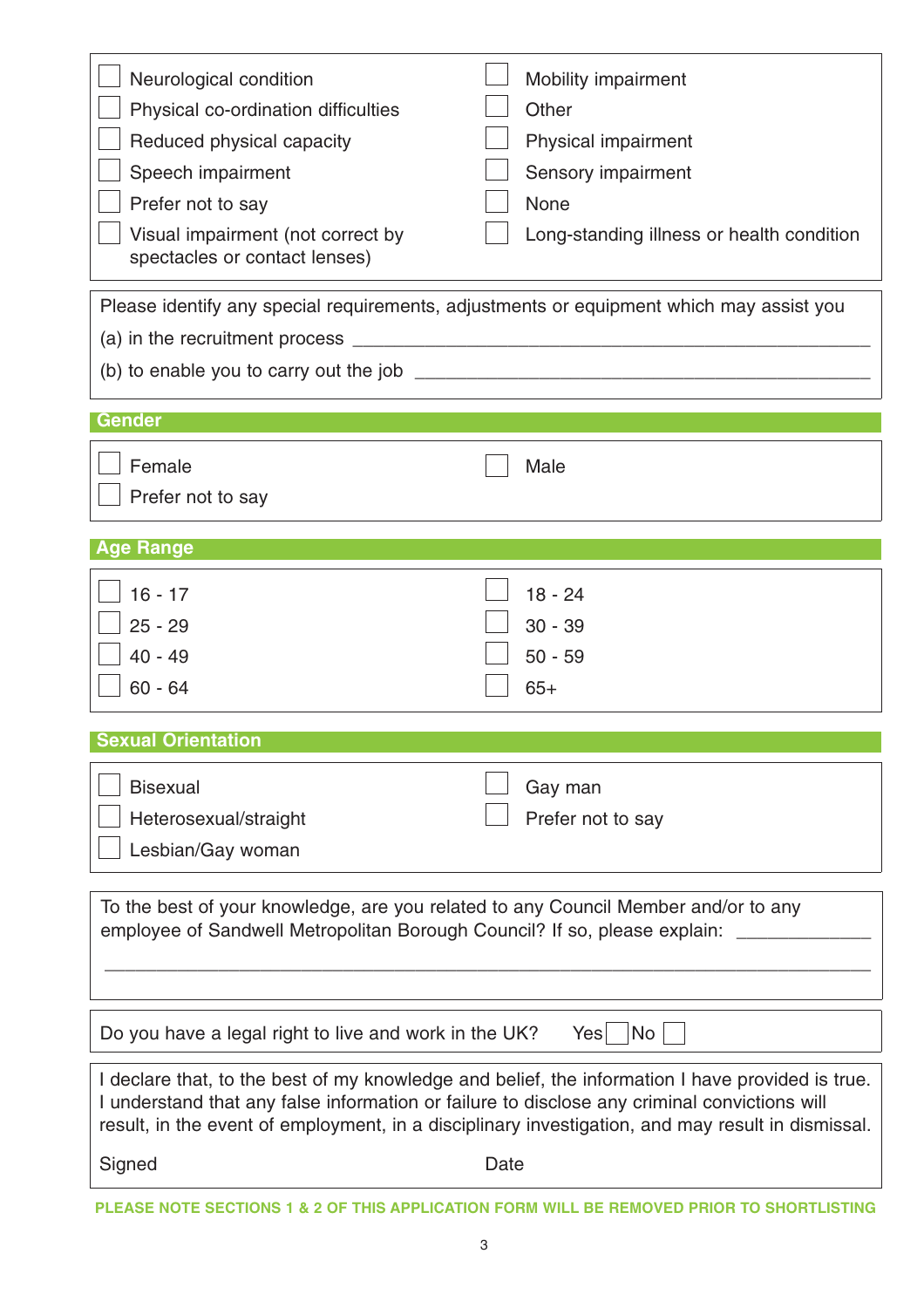- [ ] Neurological condition
- [ ] Physical co-ordination difficulties
- [ ] Reduced physical capacity
- [ ] Speech impairment
- [ ] Prefer not to say
- [ ] Visual impairment (not correct by spectacles or contact lenses)
- [ ] Mobility impairment
- [ ] Other
- [ ] Physical impairment
- [ ] Sensory impairment
- [ ] None
- [ ] Long-standing illness or health condition

Please identify any special requirements, adjustments or equipment which may assist you

(a) in the recruitment process ____________________________________________

(b) to enable you to carry out the job ____________________________________________

## Gender

- [ ] Female
- [ ] Prefer not to say
- [ ] Male

## Age Range

- [ ] 16 - 17
- [ ] 25 - 29
- [ ] 40 - 49
- [ ] 60 - 64
- [ ] 18 - 24
- [ ] 30 - 39
- [ ] 50 - 59
- [ ] 65+

## Sexual Orientation

- [ ] Bisexual
- [ ] Heterosexual/straight
- [ ] Lesbian/Gay woman
- [ ] Gay man
- [ ] Prefer not to say

To the best of your knowledge, are you related to any Council Member and/or to any employee of Sandwell Metropolitan Borough Council? If so, please explain: _____________

______________________________________________________________________

Do you have a legal right to live and work in the UK? Yes [ ] No [ ]

I declare that, to the best of my knowledge and belief, the information I have provided is true. I understand that any false information or failure to disclose any criminal convictions will result, in the event of employment, in a disciplinary investigation, and may result in dismissal.

Signed Date

**PLEASE NOTE SECTIONS 1 & 2 OF THIS APPLICATION FORM WILL BE REMOVED PRIOR TO SHORTLISTING**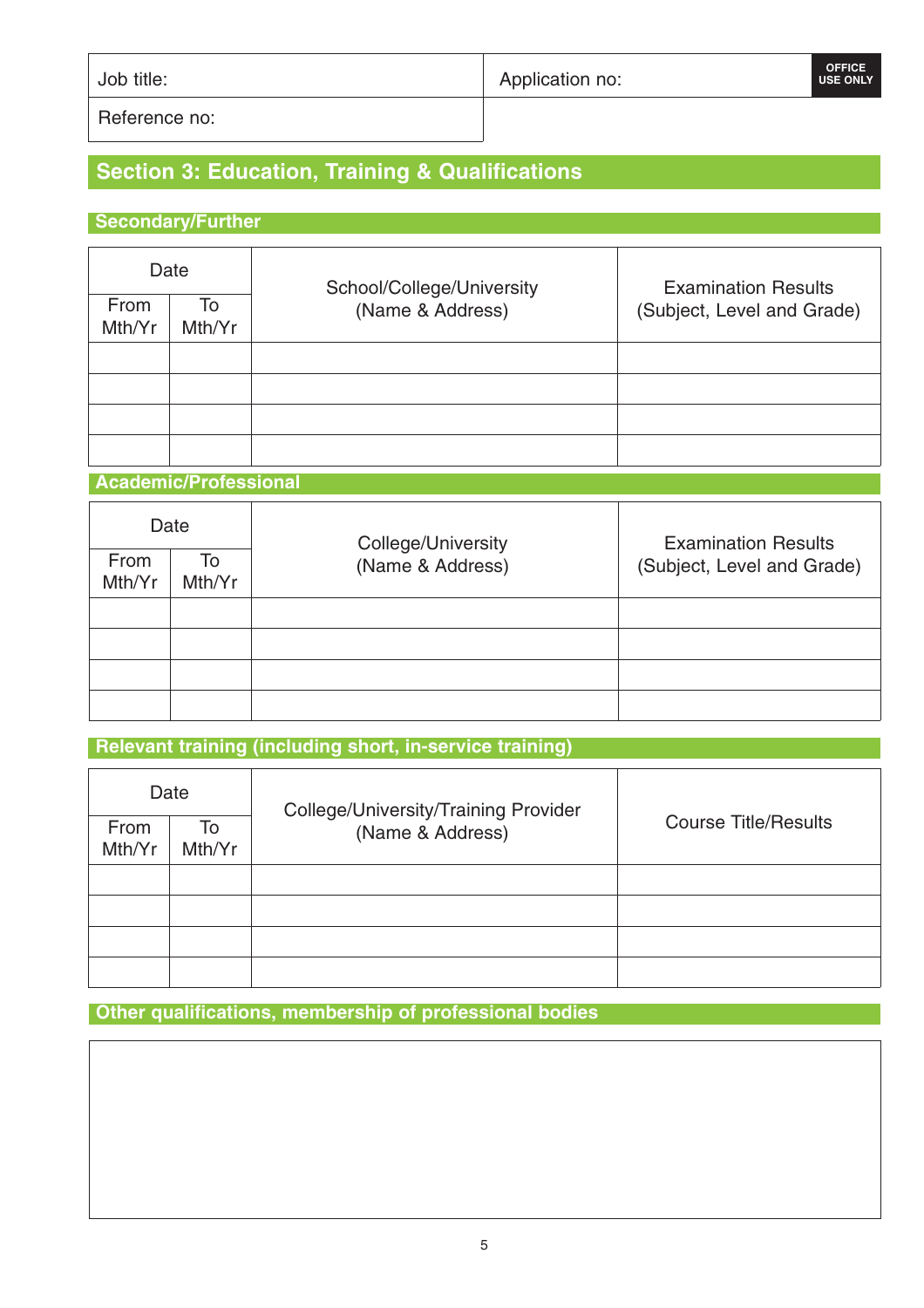| Job title: | Application no: | OFFICE USE ONLY |
|---|---|---|
| Reference no: | | |

## Section 3: Education, Training & Qualifications

### Secondary/Further

| Date | | School/College/University (Name & Address) | Examination Results (Subject, Level and Grade) |
|---|---|---|---|
| From Mth/Yr | To Mth/Yr | | |
| | | | |
| | | | |
| | | | |
| | | | |

### Academic/Professional

| Date | | College/University (Name & Address) | Examination Results (Subject, Level and Grade) |
|---|---|---|---|
| From Mth/Yr | To Mth/Yr | | |
| | | | |
| | | | |
| | | | |
| | | | |

### Relevant training (including short, in-service training)

| Date | | College/University/Training Provider (Name & Address) | Course Title/Results |
|---|---|---|---|
| From Mth/Yr | To Mth/Yr | | |
| | | | |
| | | | |
| | | | |
| | | | |

### Other qualifications, membership of professional bodies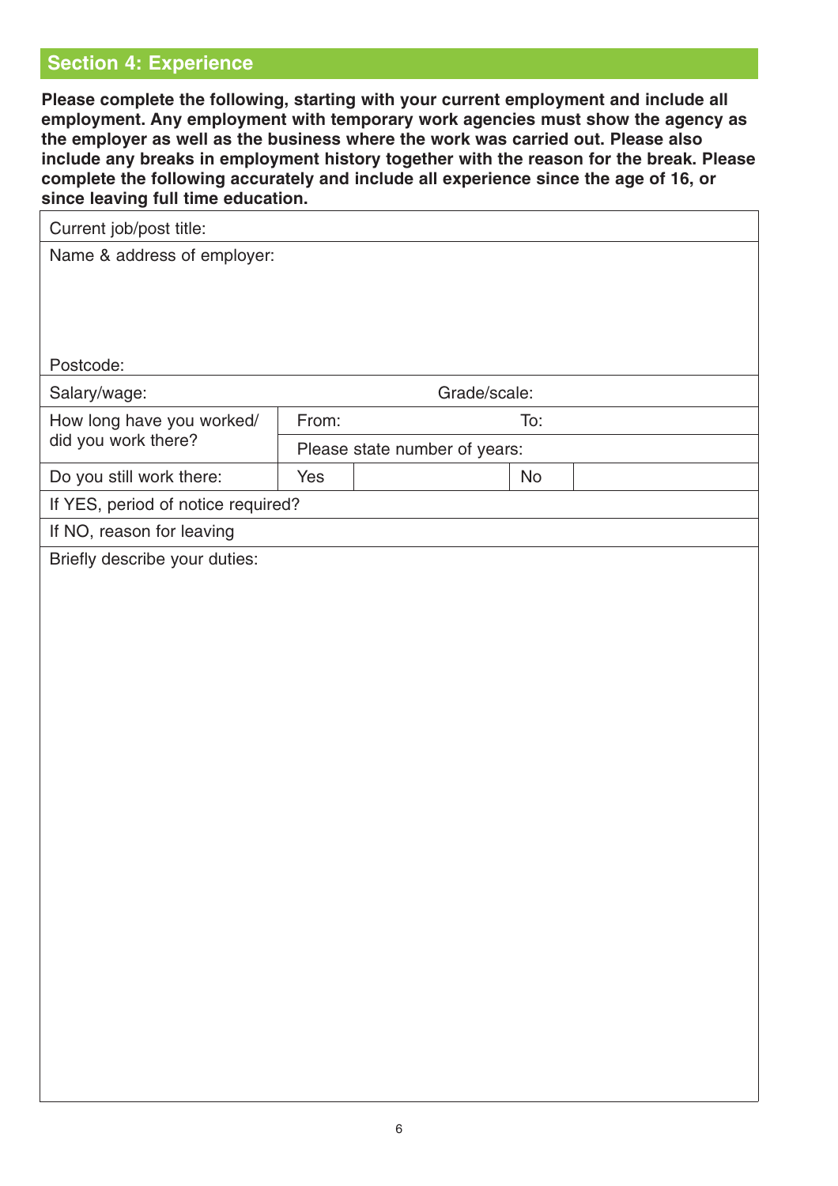## Section 4: Experience

**Please complete the following, starting with your current employment and include all employment. Any employment with temporary work agencies must show the agency as the employer as well as the business where the work was carried out. Please also include any breaks in employment history together with the reason for the break. Please complete the following accurately and include all experience since the age of 16, or since leaving full time education.**

| Current job/post title: | | | | |
|---|---|---|---|---|
| Name & address of employer:<br><br><br><br>Postcode: | | | | |
| Salary/wage: | | Grade/scale: | | |
| How long have you worked/ did you work there? | From: | | To: | |
| | Please state number of years: | | | |
| Do you still work there: | Yes | | No | |
| If YES, period of notice required? | | | | |
| If NO, reason for leaving | | | | |
| Briefly describe your duties: | | | | |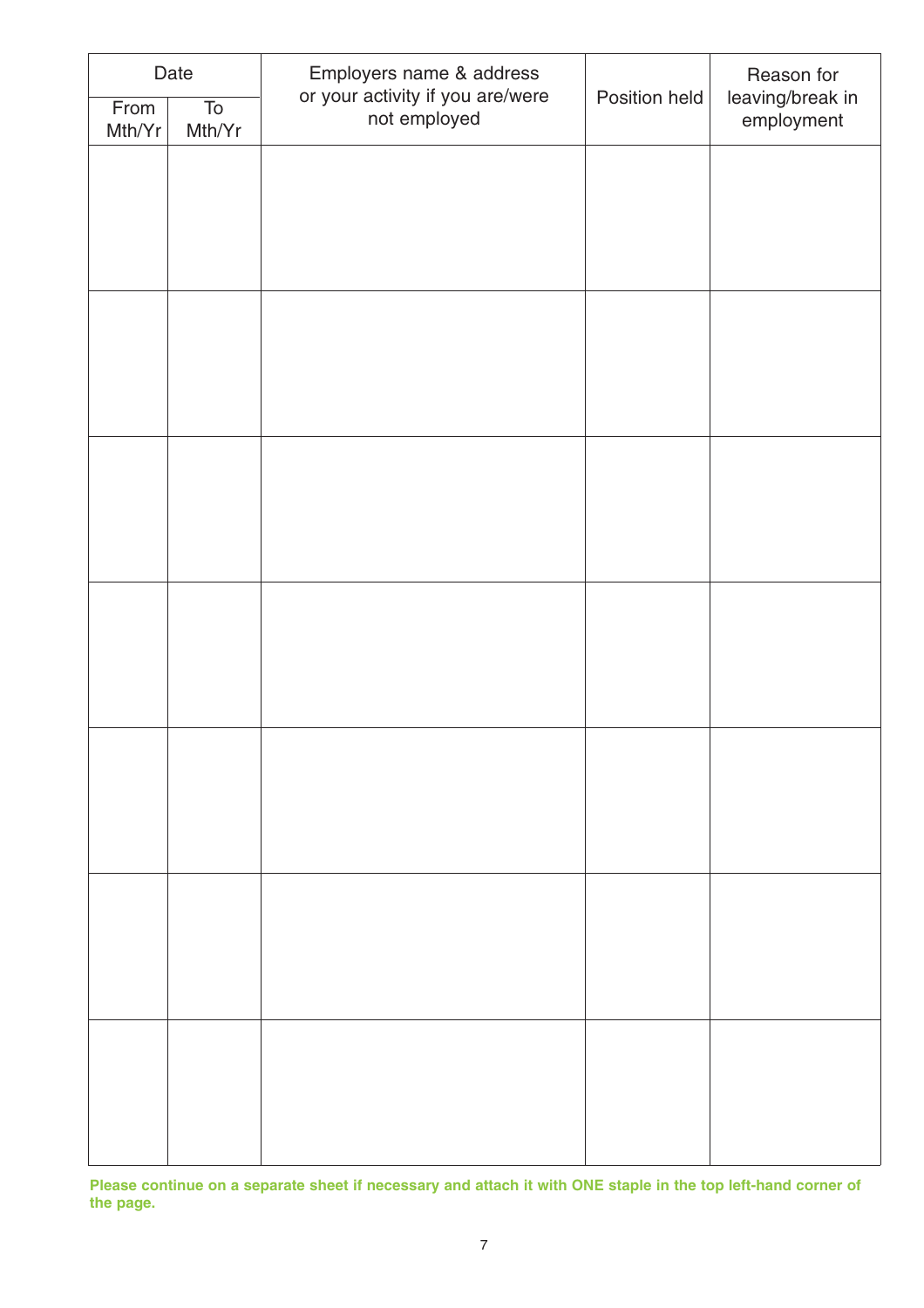| Date | | Employers name & address or your activity if you are/were not employed | Position held | Reason for leaving/break in employment |
|---|---|---|---|---|
| From Mth/Yr | To Mth/Yr | | | |
| | | | | |
| | | | | |
| | | | | |
| | | | | |
| | | | | |
| | | | | |
| | | | | |

**Please continue on a separate sheet if necessary and attach it with ONE staple in the top left-hand corner of the page.**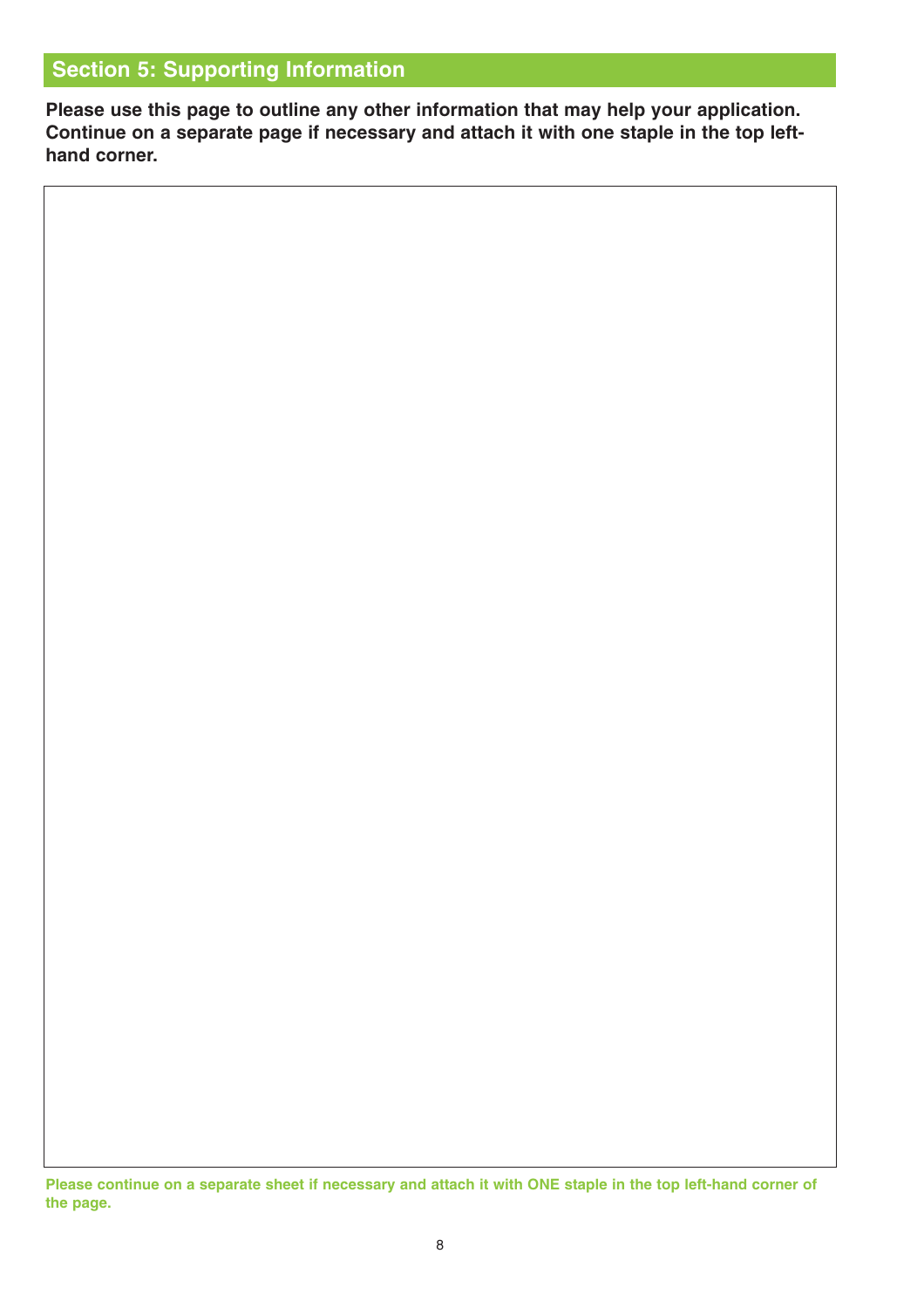## Section 5: Supporting Information

**Please use this page to outline any other information that may help your application. Continue on a separate page if necessary and attach it with one staple in the top left-hand corner.**

**Please continue on a separate sheet if necessary and attach it with ONE staple in the top left-hand corner of the page.**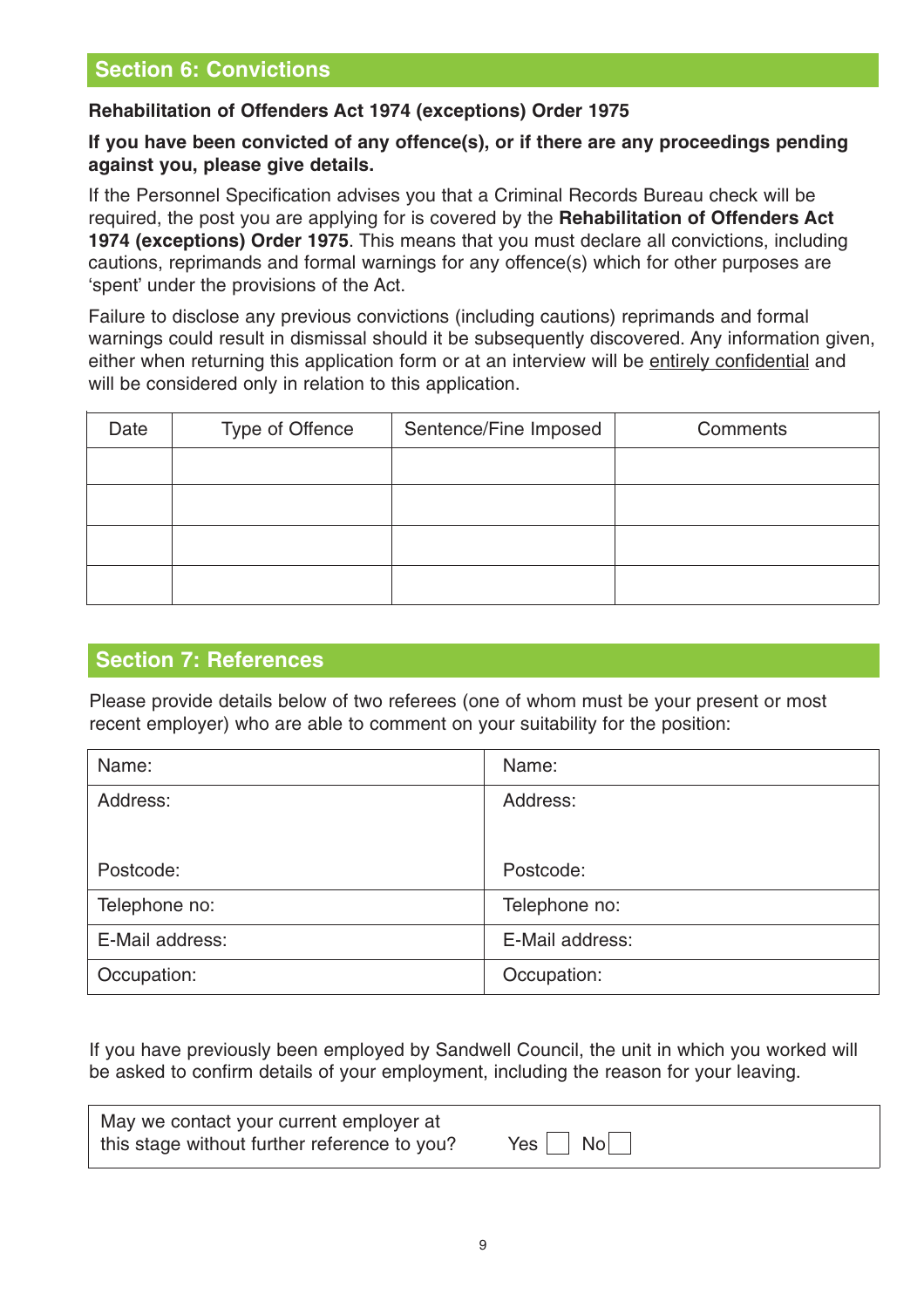## Section 6: Convictions

**Rehabilitation of Offenders Act 1974 (exceptions) Order 1975**

**If you have been convicted of any offence(s), or if there are any proceedings pending against you, please give details.**

If the Personnel Specification advises you that a Criminal Records Bureau check will be required, the post you are applying for is covered by the **Rehabilitation of Offenders Act 1974 (exceptions) Order 1975**. This means that you must declare all convictions, including cautions, reprimands and formal warnings for any offence(s) which for other purposes are 'spent' under the provisions of the Act.

Failure to disclose any previous convictions (including cautions) reprimands and formal warnings could result in dismissal should it be subsequently discovered. Any information given, either when returning this application form or at an interview will be <u>entirely confidential</u> and will be considered only in relation to this application.

| Date | Type of Offence | Sentence/Fine Imposed | Comments |
|---|---|---|---|
| | | | |
| | | | |
| | | | |
| | | | |

## Section 7: References

Please provide details below of two referees (one of whom must be your present or most recent employer) who are able to comment on your suitability for the position:

| Name: | Name: |
|---|---|
| Address:<br><br>Postcode: | Address:<br><br>Postcode: |
| Telephone no: | Telephone no: |
| E-Mail address: | E-Mail address: |
| Occupation: | Occupation: |

If you have previously been employed by Sandwell Council, the unit in which you worked will be asked to confirm details of your employment, including the reason for your leaving.

| May we contact your current employer at this stage without further reference to you? | Yes ☐ No ☐ |
|---|---|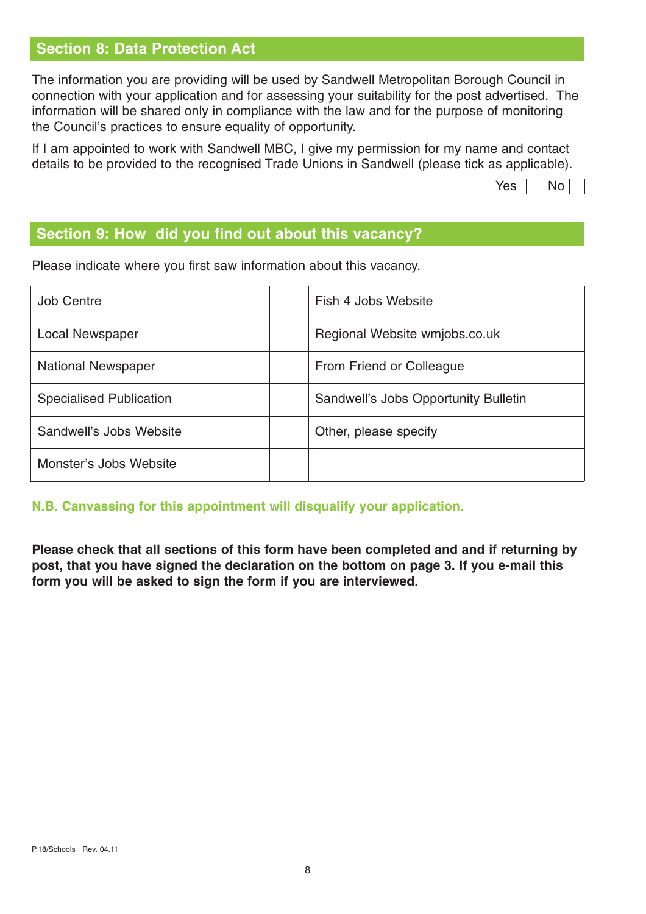## Section 8: Data Protection Act

The information you are providing will be used by Sandwell Metropolitan Borough Council in connection with your application and for assessing your suitability for the post advertised. The information will be shared only in compliance with the law and for the purpose of monitoring the Council's practices to ensure equality of opportunity.

If I am appointed to work with Sandwell MBC, I give my permission for my name and contact details to be provided to the recognised Trade Unions in Sandwell (please tick as applicable).

Yes ☐ No ☐

## Section 9: How did you find out about this vacancy?

Please indicate where you first saw information about this vacancy.

| | | | |
|---|---|---|---|
| Job Centre | | Fish 4 Jobs Website | |
| Local Newspaper | | Regional Website wmjobs.co.uk | |
| National Newspaper | | From Friend or Colleague | |
| Specialised Publication | | Sandwell's Jobs Opportunity Bulletin | |
| Sandwell's Jobs Website | | Other, please specify | |
| Monster's Jobs Website | | | |

**N.B. Canvassing for this appointment will disqualify your application.**

**Please check that all sections of this form have been completed and and if returning by post, that you have signed the declaration on the bottom on page 3. If you e-mail this form you will be asked to sign the form if you are interviewed.**

P.18/Schools Rev. 04.11